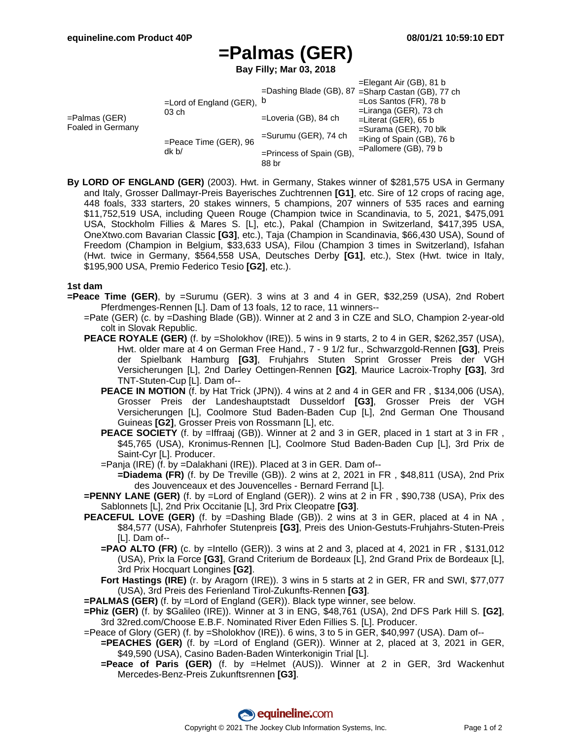# =Palmas (GER)

**Bay Filly; Mar 03, 2018**

| | | | |
|---|---|---|---|
| =Palmas (GER) Foaled in Germany | =Lord of England (GER), 03 ch | =Dashing Blade (GB), 87 b | =Elegant Air (GB), 81 b |
| | | | =Sharp Castan (GB), 77 ch |
| | | =Loveria (GB), 84 ch | =Los Santos (FR), 78 b |
| | | | =Liranga (GER), 73 ch |
| | =Peace Time (GER), 96 dk b/ | =Surumu (GER), 74 ch | =Literat (GER), 65 b |
| | | | =Surama (GER), 70 blk |
| | | =Princess of Spain (GB), 88 br | =King of Spain (GB), 76 b |
| | | | =Pallomere (GB), 79 b |

**By LORD OF ENGLAND (GER)** (2003). Hwt. in Germany, Stakes winner of $281,575 USA in Germany and Italy, Grosser Dallmayr-Preis Bayerisches Zuchtrennen **[G1]**, etc. Sire of 12 crops of racing age, 448 foals, 333 starters, 20 stakes winners, 5 champions, 207 winners of 535 races and earning $11,752,519 USA, including Queen Rouge (Champion twice in Scandinavia, to 5, 2021, $475,091 USA, Stockholm Fillies & Mares S. [L], etc.), Pakal (Champion in Switzerland, $417,395 USA, OneXtwo.com Bavarian Classic **[G3]**, etc.), Taja (Champion in Scandinavia, $66,430 USA), Sound of Freedom (Champion in Belgium, $33,633 USA), Filou (Champion 3 times in Switzerland), Isfahan (Hwt. twice in Germany, $564,558 USA, Deutsches Derby **[G1]**, etc.), Stex (Hwt. twice in Italy, $195,900 USA, Premio Federico Tesio **[G2]**, etc.).

### 1st dam

**=Peace Time (GER)**, by =Surumu (GER). 3 wins at 3 and 4 in GER, $32,259 (USA), 2nd Robert Pferdmenges-Rennen [L]. Dam of 13 foals, 12 to race, 11 winners--

- =Pate (GER) (c. by =Dashing Blade (GB)). Winner at 2 and 3 in CZE and SLO, Champion 2-year-old colt in Slovak Republic.
- **PEACE ROYALE (GER)** (f. by =Sholokhov (IRE)). 5 wins in 9 starts, 2 to 4 in GER, $262,357 (USA), Hwt. older mare at 4 on German Free Hand., 7 - 9 1/2 fur., Schwarzgold-Rennen **[G3]**, Preis der Spielbank Hamburg **[G3]**, Fruhjahrs Stuten Sprint Grosser Preis der VGH Versicherungen [L], 2nd Darley Oettingen-Rennen **[G2]**, Maurice Lacroix-Trophy **[G3]**, 3rd TNT-Stuten-Cup [L]. Dam of--
  - **PEACE IN MOTION** (f. by Hat Trick (JPN)). 4 wins at 2 and 4 in GER and FR , $134,006 (USA), Grosser Preis der Landeshauptstadt Dusseldorf **[G3]**, Grosser Preis der VGH Versicherungen [L], Coolmore Stud Baden-Baden Cup [L], 2nd German One Thousand Guineas **[G2]**, Grosser Preis von Rossmann [L], etc.
  - **PEACE SOCIETY** (f. by =Iffraaj (GB)). Winner at 2 and 3 in GER, placed in 1 start at 3 in FR , $45,765 (USA), Kronimus-Rennen [L], Coolmore Stud Baden-Baden Cup [L], 3rd Prix de Saint-Cyr [L]. Producer.
  - =Panja (IRE) (f. by =Dalakhani (IRE)). Placed at 3 in GER. Dam of--
    - **=Diadema (FR)** (f. by De Treville (GB)). 2 wins at 2, 2021 in FR , $48,811 (USA), 2nd Prix des Jouvenceaux et des Jouvencelles - Bernard Ferrand [L].
- **=PENNY LANE (GER)** (f. by =Lord of England (GER)). 2 wins at 2 in FR , $90,738 (USA), Prix des Sablonnets [L], 2nd Prix Occitanie [L], 3rd Prix Cleopatre **[G3]**.
- **PEACEFUL LOVE (GER)** (f. by =Dashing Blade (GB)). 2 wins at 3 in GER, placed at 4 in NA , $84,577 (USA), Fahrhofer Stutenpreis **[G3]**, Preis des Union-Gestuts-Fruhjahrs-Stuten-Preis [L]. Dam of--
  - **=PAO ALTO (FR)** (c. by =Intello (GER)). 3 wins at 2 and 3, placed at 4, 2021 in FR , $131,012 (USA), Prix la Force **[G3]**, Grand Criterium de Bordeaux [L], 2nd Grand Prix de Bordeaux [L], 3rd Prix Hocquart Longines **[G2]**.
  - **Fort Hastings (IRE)** (r. by Aragorn (IRE)). 3 wins in 5 starts at 2 in GER, FR and SWI, $77,077 (USA), 3rd Preis des Ferienland Tirol-Zukunfts-Rennen **[G3]**.
- **=PALMAS (GER)** (f. by =Lord of England (GER)). Black type winner, see below.
- **=Phiz (GER)** (f. by $Galileo (IRE)). Winner at 3 in ENG, $48,761 (USA), 2nd DFS Park Hill S. **[G2]**, 3rd 32red.com/Choose E.B.F. Nominated River Eden Fillies S. [L]. Producer.
- =Peace of Glory (GER) (f. by =Sholokhov (IRE)). 6 wins, 3 to 5 in GER, $40,997 (USA). Dam of--
  - **=PEACHES (GER)** (f. by =Lord of England (GER)). Winner at 2, placed at 3, 2021 in GER, $49,590 (USA), Casino Baden-Baden Winterkonigin Trial [L].
  - **=Peace of Paris (GER)** (f. by =Helmet (AUS)). Winner at 2 in GER, 3rd Wackenhut Mercedes-Benz-Preis Zukunftsrennen **[G3]**.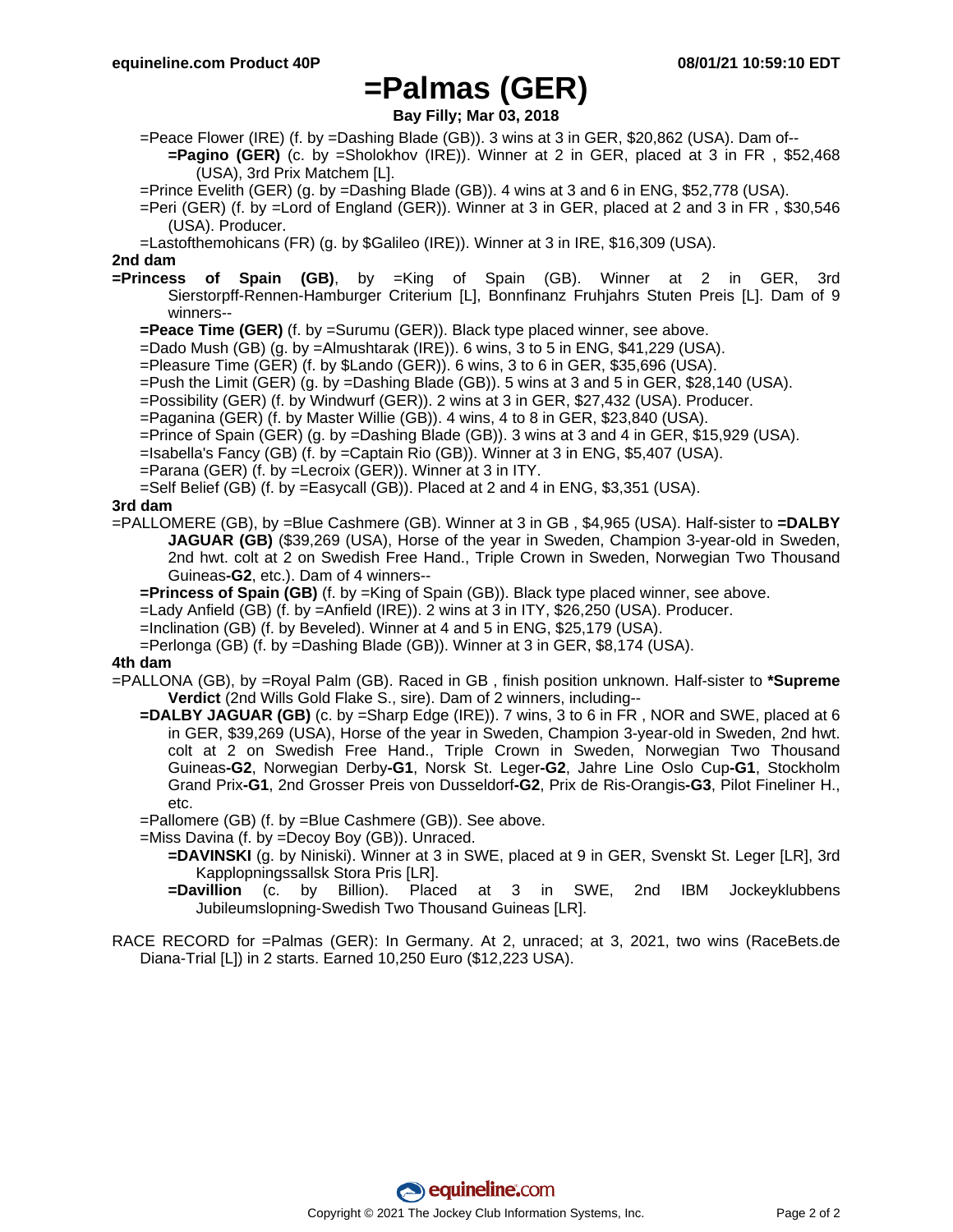# =Palmas (GER)

**Bay Filly; Mar 03, 2018**

=Peace Flower (IRE) (f. by =Dashing Blade (GB)). 3 wins at 3 in GER, $20,862 (USA). Dam of--

**=Pagino (GER)** (c. by =Sholokhov (IRE)). Winner at 2 in GER, placed at 3 in FR , $52,468 (USA), 3rd Prix Matchem [L].

=Prince Evelith (GER) (g. by =Dashing Blade (GB)). 4 wins at 3 and 6 in ENG, $52,778 (USA).

=Peri (GER) (f. by =Lord of England (GER)). Winner at 3 in GER, placed at 2 and 3 in FR , $30,546 (USA). Producer.

=Lastofthemohicans (FR) (g. by $Galileo (IRE)). Winner at 3 in IRE, $16,309 (USA).

**2nd dam**

**=Princess of Spain (GB)**, by =King of Spain (GB). Winner at 2 in GER, 3rd Sierstorpff-Rennen-Hamburger Criterium [L], Bonnfinanz Fruhjahrs Stuten Preis [L]. Dam of 9 winners--

**=Peace Time (GER)** (f. by =Surumu (GER)). Black type placed winner, see above.

=Dado Mush (GB) (g. by =Almushtarak (IRE)). 6 wins, 3 to 5 in ENG, $41,229 (USA).

=Pleasure Time (GER) (f. by $Lando (GER)). 6 wins, 3 to 6 in GER, $35,696 (USA).

=Push the Limit (GER) (g. by =Dashing Blade (GB)). 5 wins at 3 and 5 in GER, $28,140 (USA).

=Possibility (GER) (f. by Windwurf (GER)). 2 wins at 3 in GER, $27,432 (USA). Producer.

=Paganina (GER) (f. by Master Willie (GB)). 4 wins, 4 to 8 in GER, $23,840 (USA).

=Prince of Spain (GER) (g. by =Dashing Blade (GB)). 3 wins at 3 and 4 in GER, $15,929 (USA).

=Isabella's Fancy (GB) (f. by =Captain Rio (GB)). Winner at 3 in ENG, $5,407 (USA).

=Parana (GER) (f. by =Lecroix (GER)). Winner at 3 in ITY.

=Self Belief (GB) (f. by =Easycall (GB)). Placed at 2 and 4 in ENG, $3,351 (USA).

**3rd dam**

=PALLOMERE (GB), by =Blue Cashmere (GB). Winner at 3 in GB , $4,965 (USA). Half-sister to **=DALBY JAGUAR (GB)** ($39,269 (USA), Horse of the year in Sweden, Champion 3-year-old in Sweden, 2nd hwt. colt at 2 on Swedish Free Hand., Triple Crown in Sweden, Norwegian Two Thousand Guineas**-G2**, etc.). Dam of 4 winners--

**=Princess of Spain (GB)** (f. by =King of Spain (GB)). Black type placed winner, see above.

=Lady Anfield (GB) (f. by =Anfield (IRE)). 2 wins at 3 in ITY, $26,250 (USA). Producer.

=Inclination (GB) (f. by Beveled). Winner at 4 and 5 in ENG, $25,179 (USA).

=Perlonga (GB) (f. by =Dashing Blade (GB)). Winner at 3 in GER, $8,174 (USA).

**4th dam**

=PALLONA (GB), by =Royal Palm (GB). Raced in GB , finish position unknown. Half-sister to ***Supreme Verdict** (2nd Wills Gold Flake S., sire). Dam of 2 winners, including--

**=DALBY JAGUAR (GB)** (c. by =Sharp Edge (IRE)). 7 wins, 3 to 6 in FR , NOR and SWE, placed at 6 in GER, $39,269 (USA), Horse of the year in Sweden, Champion 3-year-old in Sweden, 2nd hwt. colt at 2 on Swedish Free Hand., Triple Crown in Sweden, Norwegian Two Thousand Guineas**-G2**, Norwegian Derby**-G1**, Norsk St. Leger**-G2**, Jahre Line Oslo Cup**-G1**, Stockholm Grand Prix**-G1**, 2nd Grosser Preis von Dusseldorf**-G2**, Prix de Ris-Orangis**-G3**, Pilot Fineliner H., etc.

=Pallomere (GB) (f. by =Blue Cashmere (GB)). See above.

=Miss Davina (f. by =Decoy Boy (GB)). Unraced.

**=DAVINSKI** (g. by Niniski). Winner at 3 in SWE, placed at 9 in GER, Svenskt St. Leger [LR], 3rd Kapplopningssallsk Stora Pris [LR].

**=Davillion** (c. by Billion). Placed at 3 in SWE, 2nd IBM Jockeyklubbens Jubileumslopning-Swedish Two Thousand Guineas [LR].

RACE RECORD for =Palmas (GER): In Germany. At 2, unraced; at 3, 2021, two wins (RaceBets.de Diana-Trial [L]) in 2 starts. Earned 10,250 Euro ($12,223 USA).